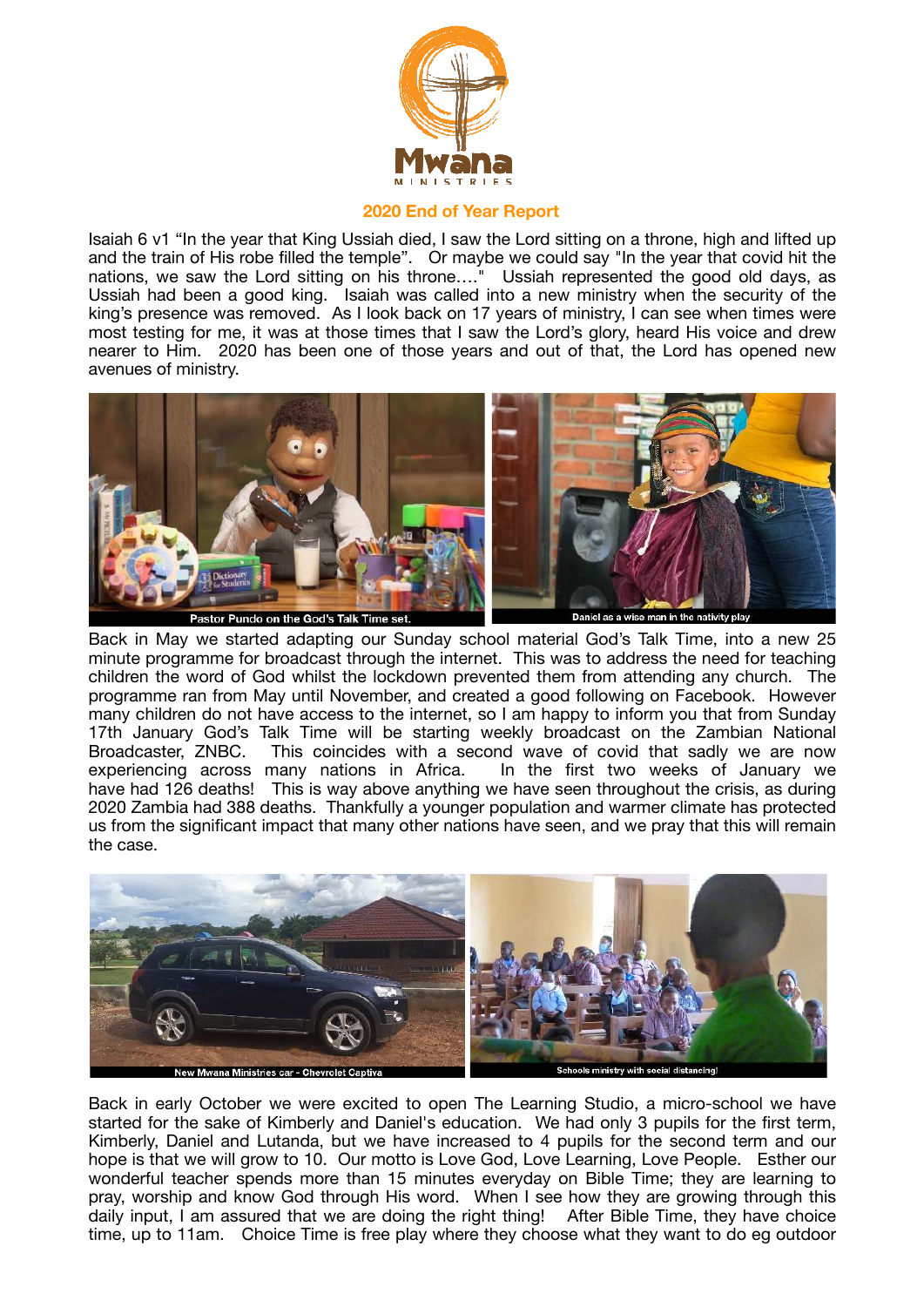## 2020 End of Year Report

Isaiah 6 v1 “In the year that King Ussiah died, I saw the Lord sitting on a throne, high and lifted up and the train of His robe filled the temple”. Or maybe we could say "In the year that covid hit the nations, we saw the Lord sitting on his throne…." Ussiah represented the good old days, as Ussiah had been a good king. Isaiah was called into a new ministry when the security of the king’s presence was removed. As I look back on 17 years of ministry, I can see when times were most testing for me, it was at those times that I saw the Lord’s glory, heard His voice and drew nearer to Him. 2020 has been one of those years and out of that, the Lord has opened new avenues of ministry.

Pastor Pundo on the God’s Talk Time set.

Daniel as a wise man in the nativity play

Back in May we started adapting our Sunday school material God’s Talk Time, into a new 25 minute programme for broadcast through the internet. This was to address the need for teaching children the word of God whilst the lockdown prevented them from attending any church. The programme ran from May until November, and created a good following on Facebook. However many children do not have access to the internet, so I am happy to inform you that from Sunday 17th January God’s Talk Time will be starting weekly broadcast on the Zambian National Broadcaster, ZNBC. This coincides with a second wave of covid that sadly we are now experiencing across many nations in Africa. In the first two weeks of January we have had 126 deaths! This is way above anything we have seen throughout the crisis, as during 2020 Zambia had 388 deaths. Thankfully a younger population and warmer climate has protected us from the significant impact that many other nations have seen, and we pray that this will remain the case.

New Mwana Ministries car - Chevrolet Captiva

Schools ministry with social distancing!

Back in early October we were excited to open The Learning Studio, a micro-school we have started for the sake of Kimberly and Daniel's education. We had only 3 pupils for the first term, Kimberly, Daniel and Lutanda, but we have increased to 4 pupils for the second term and our hope is that we will grow to 10. Our motto is Love God, Love Learning, Love People. Esther our wonderful teacher spends more than 15 minutes everyday on Bible Time; they are learning to pray, worship and know God through His word. When I see how they are growing through this daily input, I am assured that we are doing the right thing! After Bible Time, they have choice time, up to 11am. Choice Time is free play where they choose what they want to do eg outdoor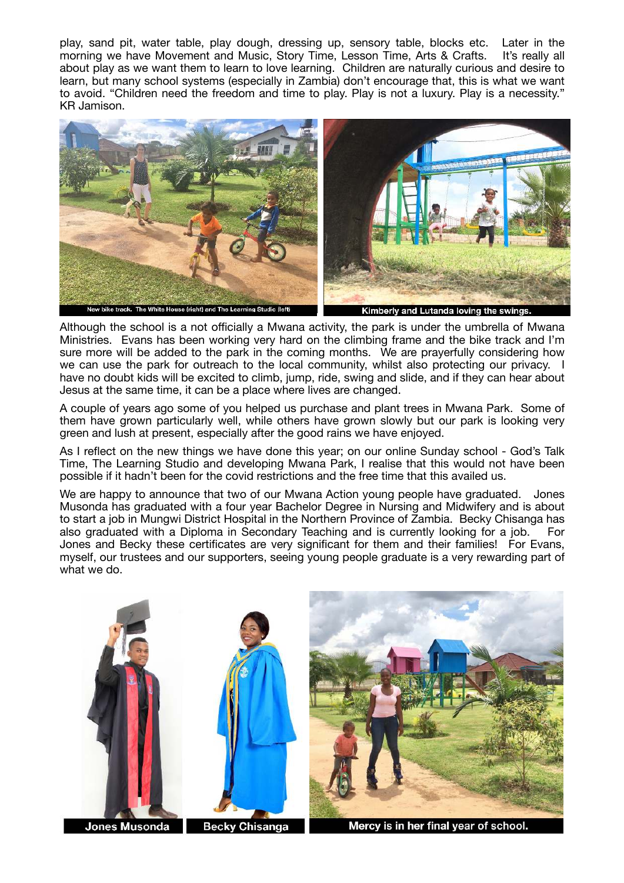play, sand pit, water table, play dough, dressing up, sensory table, blocks etc. Later in the morning we have Movement and Music, Story Time, Lesson Time, Arts & Crafts. It's really all about play as we want them to learn to love learning. Children are naturally curious and desire to learn, but many school systems (especially in Zambia) don't encourage that, this is what we want to avoid. "Children need the freedom and time to play. Play is not a luxury. Play is a necessity." KR Jamison.

New bike track. The White House (right) and The Learning Studio (left)

Kimberly and Lutanda loving the swings.

Although the school is a not officially a Mwana activity, the park is under the umbrella of Mwana Ministries. Evans has been working very hard on the climbing frame and the bike track and I'm sure more will be added to the park in the coming months. We are prayerfully considering how we can use the park for outreach to the local community, whilst also protecting our privacy. I have no doubt kids will be excited to climb, jump, ride, swing and slide, and if they can hear about Jesus at the same time, it can be a place where lives are changed.

A couple of years ago some of you helped us purchase and plant trees in Mwana Park. Some of them have grown particularly well, while others have grown slowly but our park is looking very green and lush at present, especially after the good rains we have enjoyed.

As I reflect on the new things we have done this year; on our online Sunday school - God's Talk Time, The Learning Studio and developing Mwana Park, I realise that this would not have been possible if it hadn't been for the covid restrictions and the free time that this availed us.

We are happy to announce that two of our Mwana Action young people have graduated. Jones Musonda has graduated with a four year Bachelor Degree in Nursing and Midwifery and is about to start a job in Mungwi District Hospital in the Northern Province of Zambia. Becky Chisanga has also graduated with a Diploma in Secondary Teaching and is currently looking for a job. For Jones and Becky these certificates are very significant for them and their families! For Evans, myself, our trustees and our supporters, seeing young people graduate is a very rewarding part of what we do.

Jones Musonda

Becky Chisanga

Mercy is in her final year of school.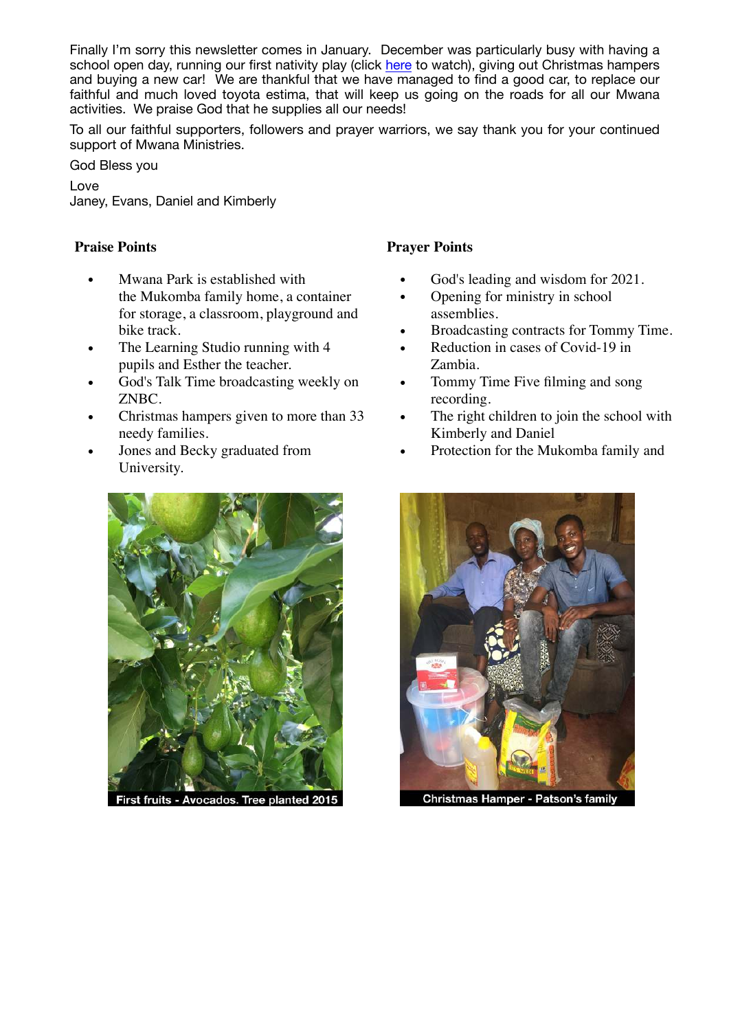Finally I'm sorry this newsletter comes in January. December was particularly busy with having a school open day, running our first nativity play (click here to watch), giving out Christmas hampers and buying a new car! We are thankful that we have managed to find a good car, to replace our faithful and much loved toyota estima, that will keep us going on the roads for all our Mwana activities. We praise God that he supplies all our needs!

To all our faithful supporters, followers and prayer warriors, we say thank you for your continued support of Mwana Ministries.

God Bless you

Love
Janey, Evans, Daniel and Kimberly

**Praise Points**

- Mwana Park is established with the Mukomba family home, a container for storage, a classroom, playground and bike track.
- The Learning Studio running with 4 pupils and Esther the teacher.
- God's Talk Time broadcasting weekly on ZNBC.
- Christmas hampers given to more than 33 needy families.
- Jones and Becky graduated from University.

**Prayer Points**

- God's leading and wisdom for 2021.
- Opening for ministry in school assemblies.
- Broadcasting contracts for Tommy Time.
- Reduction in cases of Covid-19 in Zambia.
- Tommy Time Five filming and song recording.
- The right children to join the school with Kimberly and Daniel
- Protection for the Mukomba family and

First fruits - Avocados. Tree planted 2015

Christmas Hamper - Patson's family